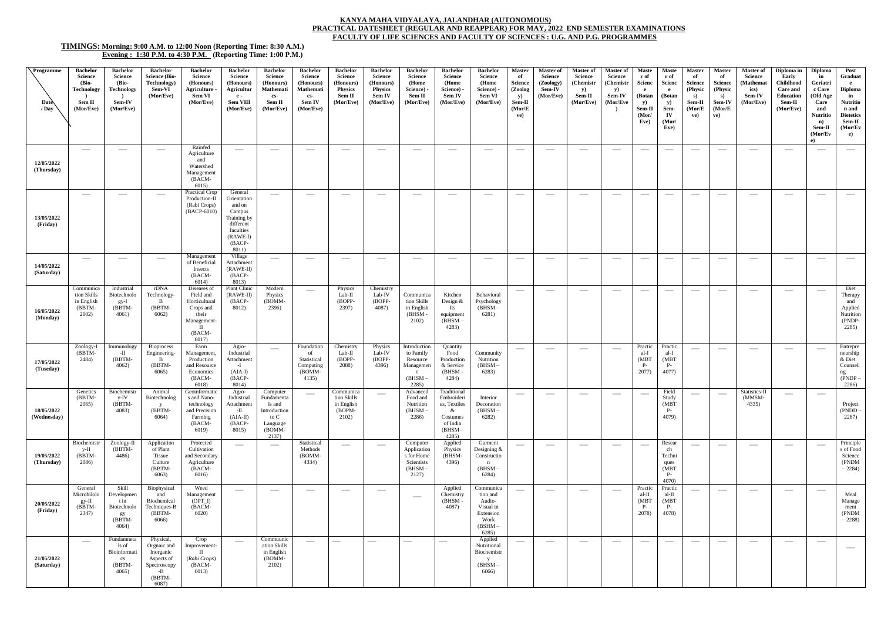**KANYA MAHA VIDYALAYA, JALANDHAR (AUTONOMOUS)**
**PRACTICAL DATESHEET (REGULAR AND REAPPEAR) FOR MAY, 2022 END SEMESTER EXAMINATIONS**
**FACULTY OF LIFE SCIENCES AND FACULTY OF SCIENCES : U.G. AND P.G. PROGRAMMES**

**TIMINGS: Morning: 9:00 A.M. to 12:00 Noon (Reporting Time: 8:30 A.M.)**
**Evening : 1:30 P.M. to 4:30 P.M. (Reporting Time: 1:00 P.M.)**

| Programme / Date / Day | Bachelor Science (Bio-Technology) Sem II (Mor/Eve) | Bachelor Science (Bio-Technology) Sem-IV (Mor/Eve) | Bachelor Science (Bio-Technology) Sem-VI (Mor/Eve) | Bachelor Science (Honours) Agriculture Sem VI (Mor/Eve) | Bachelor Science (Honours) Agriculture - Sem VIII (Mor/Eve) | Bachelor Science (Honours) Mathematics Sem II (Mor/Eve) | Bachelor Science (Honours) Mathematics Sem IV (Mor/Eve) | Bachelor Science (Honours) Physics Sem II (Mor/Eve) | Bachelor Science (Honours) Physics Sem IV (Mor/Eve) | Bachelor Science (Home Science) - Sem II (Mor/Eve) | Bachelor Science (Home Science) - Sem IV (Mor/Eve) | Bachelor Science (Home Science) - Sem VI (Mor/Eve) | Master of Science (Zoology) Sem-II (Mor/Eve) | Master of Science (Zoology) Sem-IV (Mor/Eve) | Master of Science (Chemistry) Sem-II (Mor/Eve) | Master of Science (Chemistry) Sem-IV (Mor/Eve) | Master of Science (Botany) Sem-II (Mor/Eve) | Master of Science (Botany) Sem-IV (Mor/Eve) | Master of Science (Physics) Sem-II (Mor/Eve) | Master of Science (Physics) Sem-IV (Mor/Eve) | Master of Science (Mathematics) Sem-IV (Mor/Eve) | Diploma in Early Childhood Care and Education Sem-II (Mor/Eve) | Diploma in Geriatric Care (Old Age Care and Nutrition) Sem-II (Mor/Eve) | Post Graduate Diploma in Nutrition and Dietetics Sem-II (Mor/Eve) |
|---|---|---|---|---|---|---|---|---|---|---|---|---|---|---|---|---|---|---|---|---|---|---|---|---|
| 12/05/2022 (Thursday) | — | — | — | Rainfed Agriculture and Watershed Management (BACM-6015) | — | — | — | — | — | — | — | — | — | — | — | — | — | — | — | — | — | — | — | — |
| 13/05/2022 (Friday) | — | — | — | Practical Crop Production-II (Rabi Crops) (BACP-6010) | General Orientation and on Campus Training by different faculties (RAWE-I) (BACP-8011) | — | — | — | — | — | — | — | — | — | — | — | — | — | — | — | — | — | — | — |
| 14/05/2022 (Saturday) | — | — | — | Management of Beneficial Insects (BACM-6014) | Village Attachment (RAWE-II) (BACP-8013) | — | — | — | — | — | — | — | — | — | — | — | — | — | — | — | — | — | — | — |
| 16/05/2022 (Monday) | Communication Skills in English (BBTM-2102) | Industrial Biotechnology-I (BBTM-4061) | rDNA Technology-B (BBTM-6062) | Diseases of Field and Horticultural Crops and their Management-II (BACM-6017) | Plant Clinic (RAWE-II) (BACP-8012) | Modern Physics (BOMM-2396) | — | Physics Lab-II (BOPP-2397) | Chemistry Lab-IV (BOPP-4087) | Communication Skills in English (BHSM - 2102) | Kitchen Design & Its equipment (BHSM – 4283) | Behavioral Psychology (BHSM – 6281) | — | — | — | — | — | — | — | — | — | — | — | Diet Therapy and Applied Nutrition (PNDP-2285) |
| 17/05/2022 (Tuseday) | Zoology-I (BBTM-2484) | Immunology-II (BBTM-4062) | Bioprocess Engineering-B (BBTM-6065) | Farm Management, Production and Resource Economics (BACM-6018) | Agro-Industrial Attachment-I (AIA-I) (BACP-8014) | — | Foundation of Statistical Computing (BOMM-4135) | Chemistry Lab-II (BOPP-2088) | Physics Lab-IV (BOPP-4396) | Introduction to Family Resource Management (BHSM – 2285) | Quantity Food Production & Service (BHSM - 4284) | Community Nutrition (BHSM – 6283) | — | — | — | — | Practical-I (MBTP-2077) | Practical-I (MBTP-4077) | — | — | — | — | — | Entrepreneurship & Diet Counseling (PNDP – 2286) |
| 18/05/2022 (Wednesday) | Genetics (BBTM-2065) | Biochemistry-IV (BBTM-4083) | Animal Biotechnology (BBTM-6064) | Geoinformatics and Nano-technology and Precision Farming (BACM-6019) | Agro-Industrial Attachment-II (AIA-II) (BACP-8015) | Computer Fundamentals and Introduction to C Language (BOMM-2137) | — | Communication Skills in English (BOPM-2102) | — | Advanced Food and Nutrition (BHSM – 2286) | Traditional Embroideries, Textiles & Costumes of India (BHSM – 4285) | Interior Decoration (BHSM – 6282) | — | — | — | — | — | Field Study (MBTP-4079) | — | — | Statistics-II (MMSM-4335) | — | — | Project (PNDD – 2287) |
| 19/05/2022 (Thursday) | Biochemistry-II (BBTM-2086) | Zoology-II (BBTM-4486) | Application of Plant Tissue Culture (BBTM-6063) | Protected Cultivation and Secondary Agriculture (BACM-6016) | — | — | Statistical Methods (BOMM-4334) | — | — | Computer Applications for Home Scientists (BHSM – 2127) | Applied Physics (BHSM-4396) | Garment Designing & Construction (BHSM – 6284) | — | — | — | — | — | Research Techniques (MBTP-4070) | — | — | — | — | — | Principles of Food Science (PNDM – 2284) |
| 20/05/2022 (Friday) | General Microbiology-II (BBTM-2347) | Skill Development in Biotechnology (BBTM-4064) | Biophysical and Biochemical Techniques-B (BBTM-6066) | Weed Management (OPT_I) (BACM-6020) | — | — | — | — | — | — | Applied Chemistry (BHSM - 4087) | Communication and Audio-Visual in Extension Work (BSHM – 6285) | — | — | — | — | Practical-II (MBTP-2078) | Practical-II (MBTP-4078) | — | — | — | — | — | Meal Management (PNDM – 2288) |
| 21/05/2022 (Saturday) | — | Fundamentals of Bioinformatics (BBTM-4065) | Physical, Orgnaic and Inorganic Aspects of Spectroscopy-B (BBTM-6087) | Crop Improvement-II (*Rabi Crops*) (BACM-6013) | — | Commuunication Skills in English (BOMM-2102) | — | — | — | — | — | Applied Nutritional Biochemistry (BHSM – 6066) | — | — | — | — | — | — | — | — | — | — | — | — |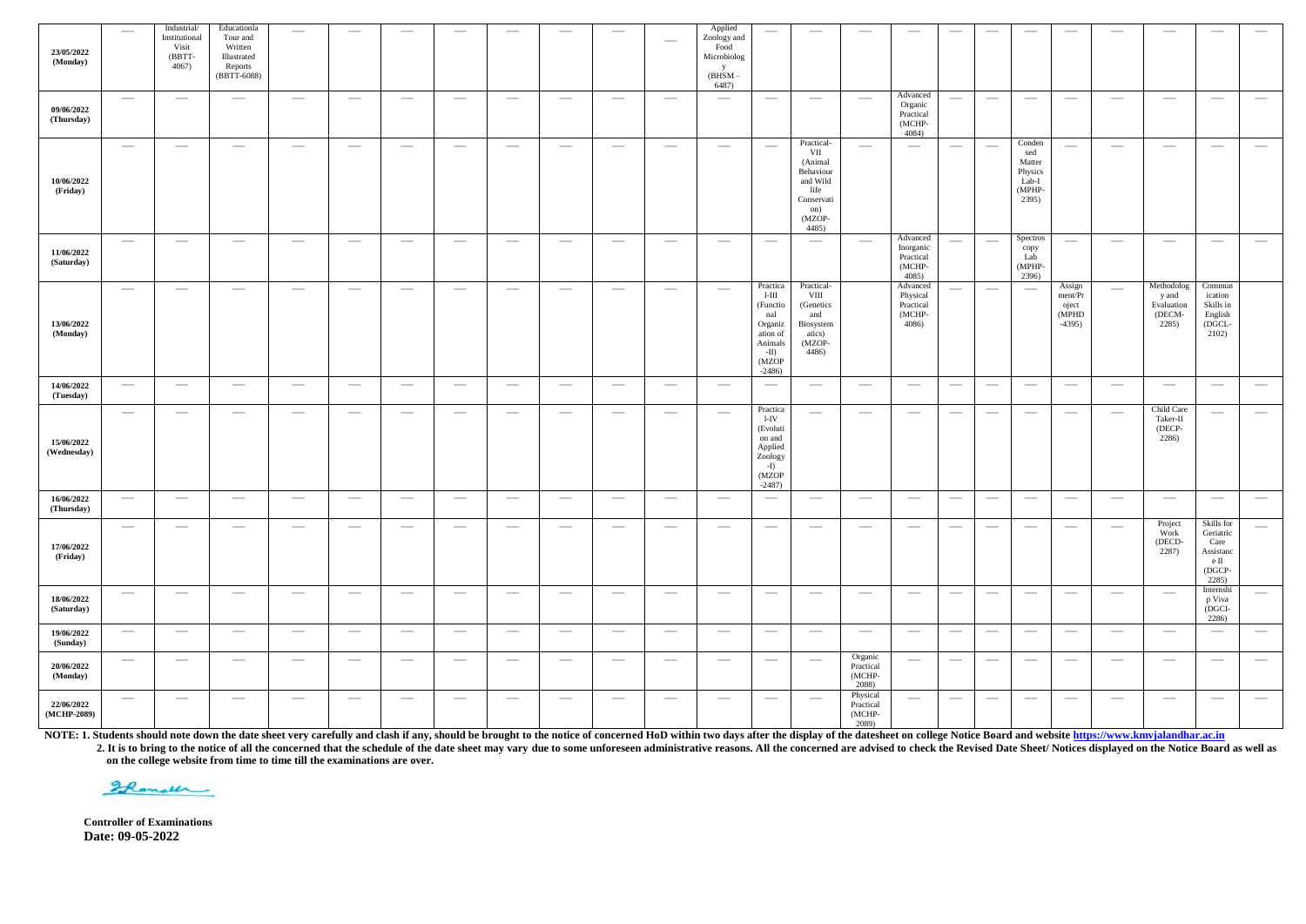| | | | | | | | | | | | | | | | | | | | | | | | | | |
|---|---|---|---|---|---|---|---|---|---|---|---|---|---|---|---|---|---|---|---|---|---|---|---|---|---|
| **23/05/2022 (Monday)** | —— | Industrial/ Institutional Visit (BBTT-4067) | Educationla Tour and Written Illustrated Reports (BBTT-6088) | —— | —— | —— | —— | —— | —— | —— | —— | —— | Applied Zoology and Food Microbiology (BHSM – 6487) | —— | —— | —— | —— | —— | —— | —— | —— | —— | —— | —— | —— |
| **09/06/2022 (Thursday)** | —— | —— | —— | —— | —— | —— | —— | —— | —— | —— | —— | —— | —— | —— | —— | —— | Advanced Organic Practical (MCHP-4084) | —— | —— | —— | —— | —— | —— | —— | —— |
| **10/06/2022 (Friday)** | —— | —— | —— | —— | —— | —— | —— | —— | —— | —— | —— | —— | —— | —— | Practical-VII (Animal Behaviour and Wild life Conservation) (MZOP-4485) | —— | —— | —— | —— | Condensed Matter Physics Lab-I (MPHP-2395) | —— | —— | —— | —— | —— |
| **11/06/2022 (Saturday)** | —— | —— | —— | —— | —— | —— | —— | —— | —— | —— | —— | —— | —— | —— | —— | —— | Advanced Inorganic Practical (MCHP-4085) | —— | —— | Spectroscopy Lab (MPHP-2396) | —— | —— | —— | —— | —— |
| **13/06/2022 (Monday)** | —— | —— | —— | —— | —— | —— | —— | —— | —— | —— | —— | —— | —— | Practical-III (Functional Organization of Animals-II) (MZOP-2486) | Practical-VIII (Genetics and Biosystematics) (MZOP-4486) | | Advanced Physical Practical (MCHP-4086) | —— | —— | —— | Assignment/Project (MPHD-4395) | —— | Methodology and Evaluation (DECM-2285) | Communication Skills in English (DGCL-2102) | |
| **14/06/2022 (Tuesday)** | —— | —— | —— | —— | —— | —— | —— | —— | —— | —— | —— | —— | —— | —— | —— | —— | —— | —— | —— | —— | —— | —— | —— | —— | —— |
| **15/06/2022 (Wednesday)** | —— | —— | —— | —— | —— | —— | —— | —— | —— | —— | —— | —— | —— | Practical-IV (Evolution and Applied Zoology-I) (MZOP-2487) | —— | —— | —— | —— | —— | —— | —— | —— | Child Care Taker-II (DECP-2286) | —— | —— |
| **16/06/2022 (Thursday)** | —— | —— | —— | —— | —— | —— | —— | —— | —— | —— | —— | —— | —— | —— | —— | —— | —— | —— | —— | —— | —— | —— | —— | —— | —— |
| **17/06/2022 (Friday)** | —— | —— | —— | —— | —— | —— | —— | —— | —— | —— | —— | —— | —— | —— | —— | —— | —— | —— | —— | —— | —— | —— | Project Work (DECD-2287) | Skills for Geriatric Care Assistance II (DGCP-2285) | —— |
| **18/06/2022 (Saturday)** | —— | —— | —— | —— | —— | —— | —— | —— | —— | —— | —— | —— | —— | —— | —— | —— | —— | —— | —— | —— | —— | —— | —— | Internship Viva (DGCI-2286) | —— |
| **19/06/2022 (Sunday)** | —— | —— | —— | —— | —— | —— | —— | —— | —— | —— | —— | —— | —— | —— | —— | —— | —— | —— | —— | —— | —— | —— | —— | —— | —— |
| **20/06/2022 (Monday)** | —— | —— | —— | —— | —— | —— | —— | —— | —— | —— | —— | —— | —— | —— | —— | Organic Practical (MCHP-2088) | —— | —— | —— | —— | —— | —— | —— | —— | —— |
| **22/06/2022 (MCHP-2089)** | —— | —— | —— | —— | —— | —— | —— | —— | —— | —— | —— | —— | —— | —— | —— | Physical Practical (MCHP-2089) | —— | —— | —— | —— | —— | —— | —— | —— | —— |

**NOTE: 1. Students should note down the date sheet very carefully and clash if any, should be brought to the notice of concerned HoD within two days after the display of the datesheet on college Notice Board and website https://www.kmvjalandhar.ac.in**

**2. It is to bring to the notice of all the concerned that the schedule of the date sheet may vary due to some unforeseen administrative reasons. All the concerned are advised to check the Revised Date Sheet/ Notices displayed on the Notice Board as well as on the college website from time to time till the examinations are over.**

**Controller of Examinations**
**Date: 09-05-2022**